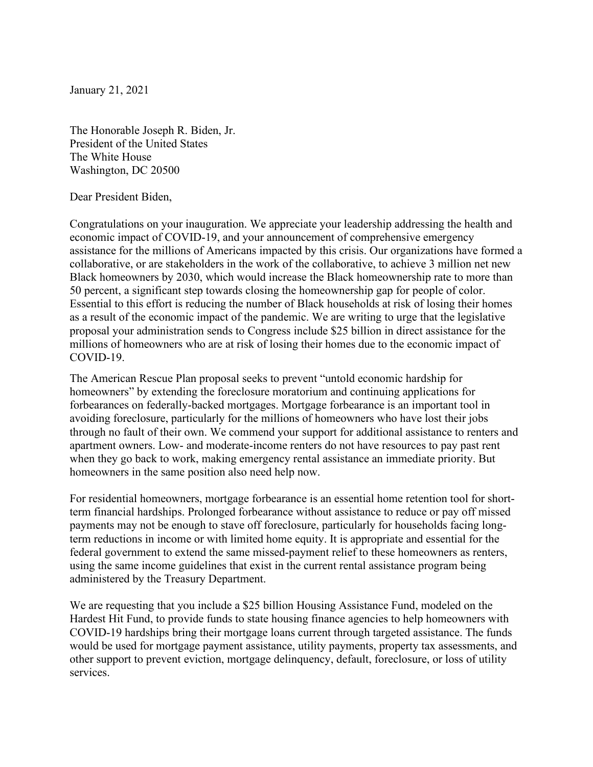January 21, 2021

The Honorable Joseph R. Biden, Jr.
President of the United States
The White House
Washington, DC 20500

Dear President Biden,

Congratulations on your inauguration. We appreciate your leadership addressing the health and economic impact of COVID-19, and your announcement of comprehensive emergency assistance for the millions of Americans impacted by this crisis. Our organizations have formed a collaborative, or are stakeholders in the work of the collaborative, to achieve 3 million net new Black homeowners by 2030, which would increase the Black homeownership rate to more than 50 percent, a significant step towards closing the homeownership gap for people of color. Essential to this effort is reducing the number of Black households at risk of losing their homes as a result of the economic impact of the pandemic. We are writing to urge that the legislative proposal your administration sends to Congress include $25 billion in direct assistance for the millions of homeowners who are at risk of losing their homes due to the economic impact of COVID-19.

The American Rescue Plan proposal seeks to prevent "untold economic hardship for homeowners" by extending the foreclosure moratorium and continuing applications for forbearances on federally-backed mortgages. Mortgage forbearance is an important tool in avoiding foreclosure, particularly for the millions of homeowners who have lost their jobs through no fault of their own. We commend your support for additional assistance to renters and apartment owners. Low- and moderate-income renters do not have resources to pay past rent when they go back to work, making emergency rental assistance an immediate priority. But homeowners in the same position also need help now.

For residential homeowners, mortgage forbearance is an essential home retention tool for short-term financial hardships. Prolonged forbearance without assistance to reduce or pay off missed payments may not be enough to stave off foreclosure, particularly for households facing long-term reductions in income or with limited home equity. It is appropriate and essential for the federal government to extend the same missed-payment relief to these homeowners as renters, using the same income guidelines that exist in the current rental assistance program being administered by the Treasury Department.

We are requesting that you include a $25 billion Housing Assistance Fund, modeled on the Hardest Hit Fund, to provide funds to state housing finance agencies to help homeowners with COVID-19 hardships bring their mortgage loans current through targeted assistance. The funds would be used for mortgage payment assistance, utility payments, property tax assessments, and other support to prevent eviction, mortgage delinquency, default, foreclosure, or loss of utility services.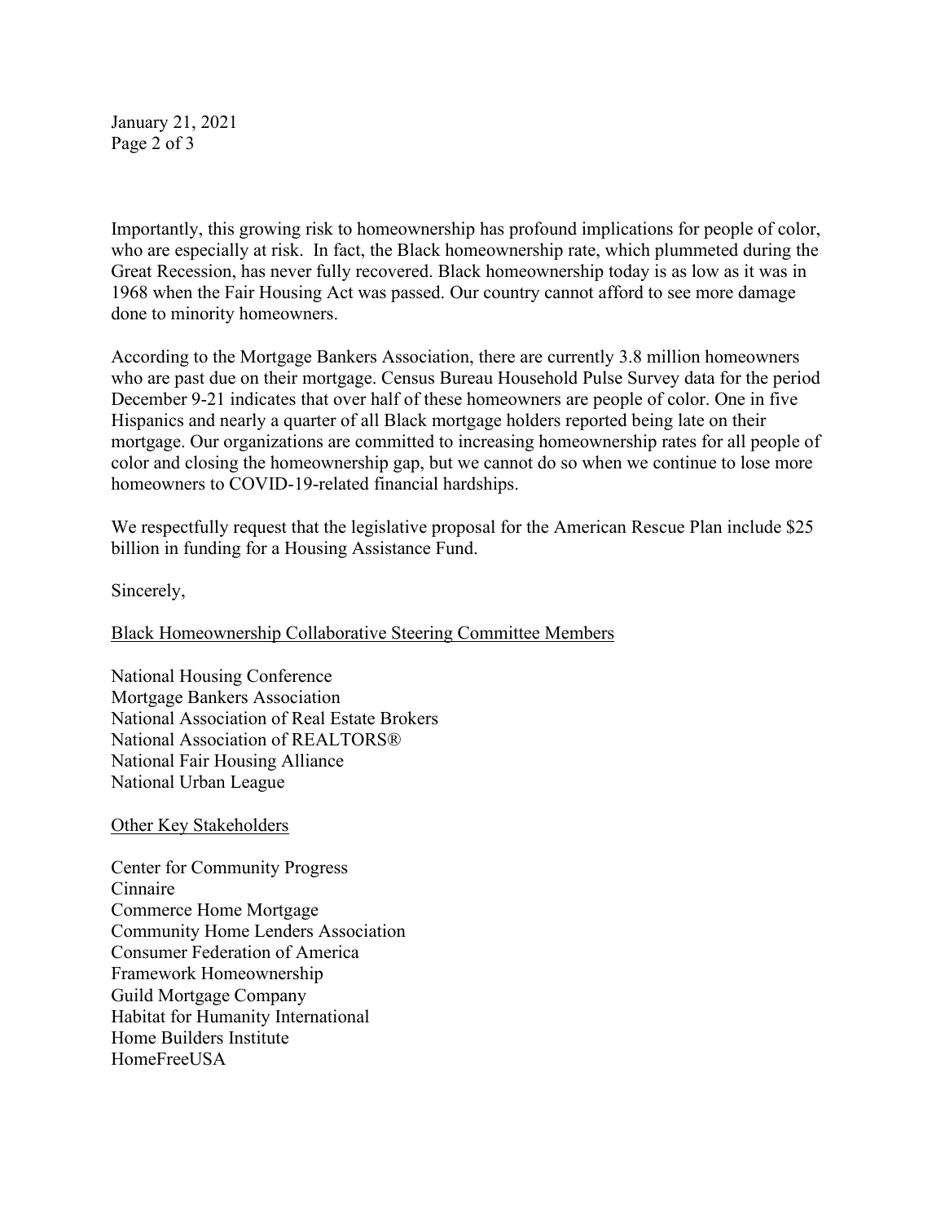Importantly, this growing risk to homeownership has profound implications for people of color, who are especially at risk. In fact, the Black homeownership rate, which plummeted during the Great Recession, has never fully recovered. Black homeownership today is as low as it was in 1968 when the Fair Housing Act was passed. Our country cannot afford to see more damage done to minority homeowners.

According to the Mortgage Bankers Association, there are currently 3.8 million homeowners who are past due on their mortgage. Census Bureau Household Pulse Survey data for the period December 9-21 indicates that over half of these homeowners are people of color. One in five Hispanics and nearly a quarter of all Black mortgage holders reported being late on their mortgage. Our organizations are committed to increasing homeownership rates for all people of color and closing the homeownership gap, but we cannot do so when we continue to lose more homeowners to COVID-19-related financial hardships.

We respectfully request that the legislative proposal for the American Rescue Plan include $25 billion in funding for a Housing Assistance Fund.

Sincerely,

<u>Black Homeownership Collaborative Steering Committee Members</u>

National Housing Conference
Mortgage Bankers Association
National Association of Real Estate Brokers
National Association of REALTORS®
National Fair Housing Alliance
National Urban League

<u>Other Key Stakeholders</u>

Center for Community Progress
Cinnaire
Commerce Home Mortgage
Community Home Lenders Association
Consumer Federation of America
Framework Homeownership
Guild Mortgage Company
Habitat for Humanity International
Home Builders Institute
HomeFreeUSA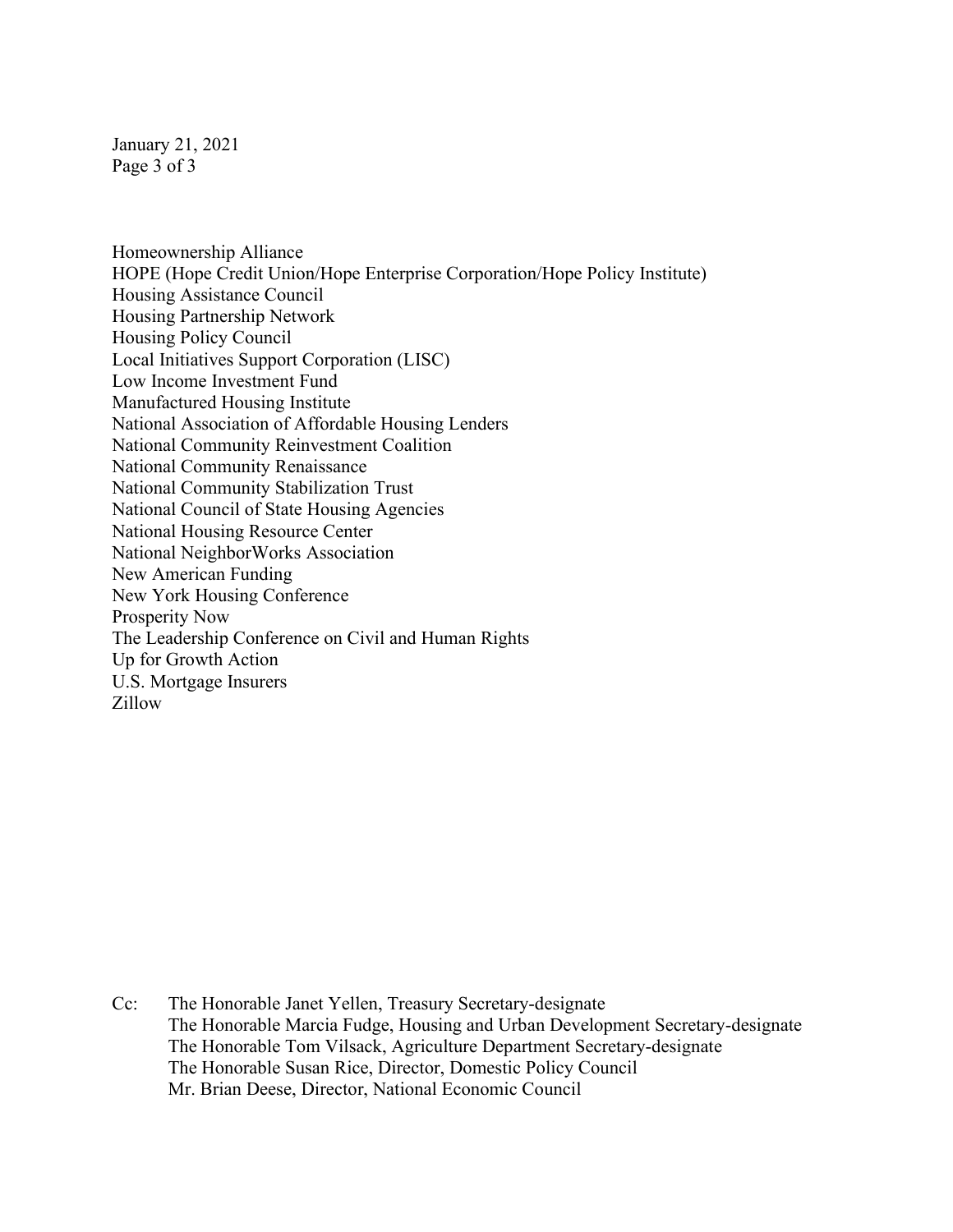Homeownership Alliance
HOPE (Hope Credit Union/Hope Enterprise Corporation/Hope Policy Institute)
Housing Assistance Council
Housing Partnership Network
Housing Policy Council
Local Initiatives Support Corporation (LISC)
Low Income Investment Fund
Manufactured Housing Institute
National Association of Affordable Housing Lenders
National Community Reinvestment Coalition
National Community Renaissance
National Community Stabilization Trust
National Council of State Housing Agencies
National Housing Resource Center
National NeighborWorks Association
New American Funding
New York Housing Conference
Prosperity Now
The Leadership Conference on Civil and Human Rights
Up for Growth Action
U.S. Mortgage Insurers
Zillow

Cc: The Honorable Janet Yellen, Treasury Secretary-designate
The Honorable Marcia Fudge, Housing and Urban Development Secretary-designate
The Honorable Tom Vilsack, Agriculture Department Secretary-designate
The Honorable Susan Rice, Director, Domestic Policy Council
Mr. Brian Deese, Director, National Economic Council